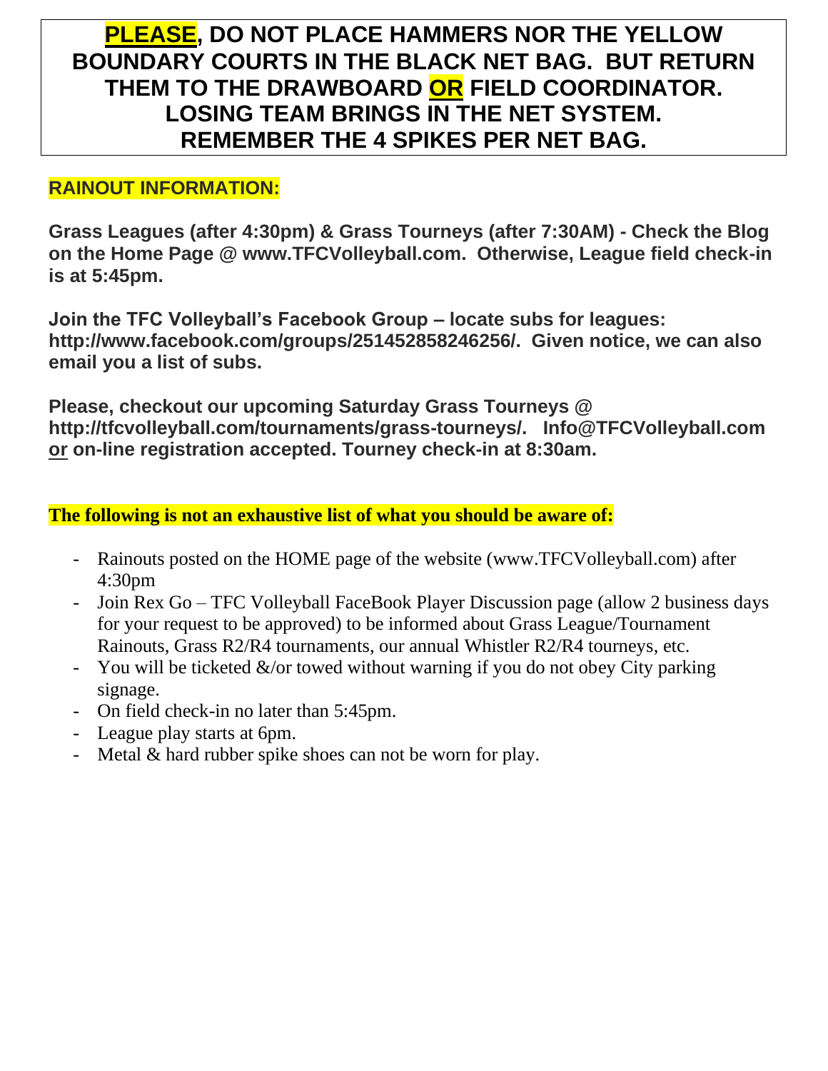**PLEASE, DO NOT PLACE HAMMERS NOR THE YELLOW BOUNDARY COURTS IN THE BLACK NET BAG. BUT RETURN THEM TO THE DRAWBOARD OR FIELD COORDINATOR. LOSING TEAM BRINGS IN THE NET SYSTEM. REMEMBER THE 4 SPIKES PER NET BAG.**

**RAINOUT INFORMATION:**

**Grass Leagues (after 4:30pm) & Grass Tourneys (after 7:30AM) - Check the Blog on the Home Page @ www.TFCVolleyball.com. Otherwise, League field check-in is at 5:45pm.**

**Join the TFC Volleyball's Facebook Group – locate subs for leagues: http://www.facebook.com/groups/251452858246256/. Given notice, we can also email you a list of subs.**

**Please, checkout our upcoming Saturday Grass Tourneys @ http://tfcvolleyball.com/tournaments/grass-tourneys/. Info@TFCVolleyball.com or on-line registration accepted. Tourney check-in at 8:30am.**

**The following is not an exhaustive list of what you should be aware of:**

- Rainouts posted on the HOME page of the website (www.TFCVolleyball.com) after 4:30pm
- Join Rex Go – TFC Volleyball FaceBook Player Discussion page (allow 2 business days for your request to be approved) to be informed about Grass League/Tournament Rainouts, Grass R2/R4 tournaments, our annual Whistler R2/R4 tourneys, etc.
- You will be ticketed &/or towed without warning if you do not obey City parking signage.
- On field check-in no later than 5:45pm.
- League play starts at 6pm.
- Metal & hard rubber spike shoes can not be worn for play.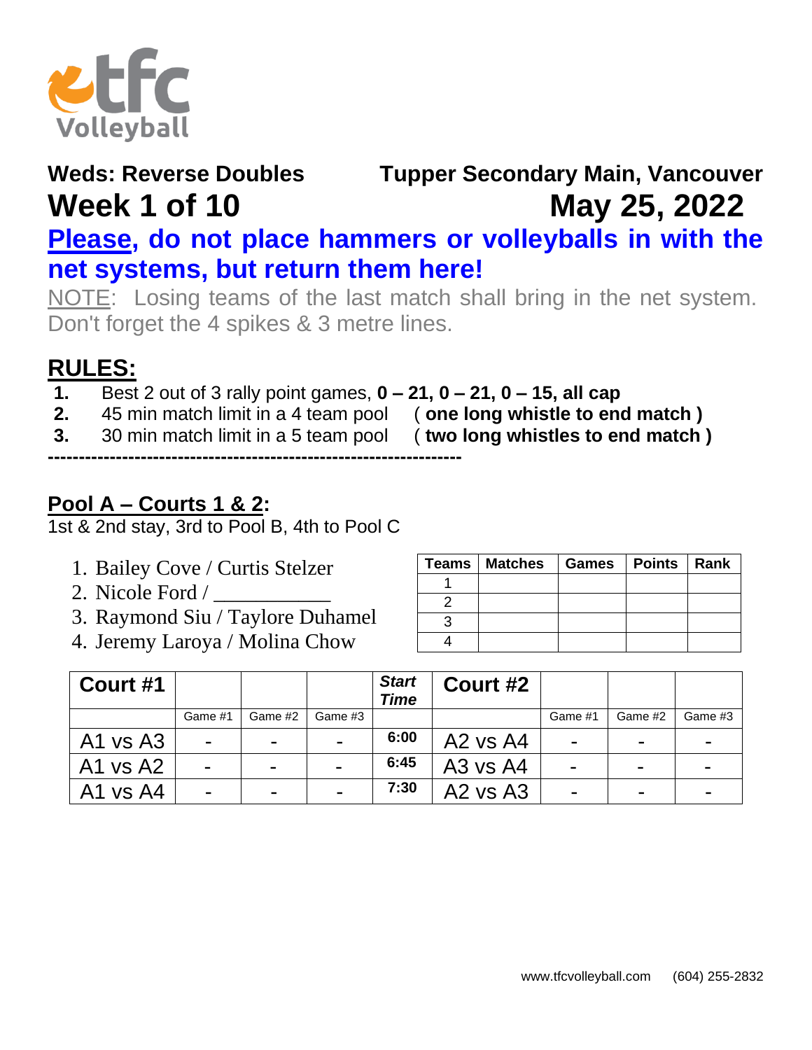tfc Volleyball

**Weds: Reverse Doubles** **Tupper Secondary Main, Vancouver**

# Week 1 of 10 May 25, 2022

## Please, do not place hammers or volleyballs in with the net systems, but return them here!

NOTE: Losing teams of the last match shall bring in the net system. Don't forget the 4 spikes & 3 metre lines.

## RULES:

1. Best 2 out of 3 rally point games, **0 – 21, 0 – 21, 0 – 15, all cap**
2. 45 min match limit in a 4 team pool ( **one long whistle to end match )**
3. 30 min match limit in a 5 team pool ( **two long whistles to end match )**

---

## Pool A – Courts 1 & 2:

1st & 2nd stay, 3rd to Pool B, 4th to Pool C

1. Bailey Cove / Curtis Stelzer
2. Nicole Ford / ___________
3. Raymond Siu / Taylore Duhamel
4. Jeremy Laroya / Molina Chow

| Teams | Matches | Games | Points | Rank |
|---|---|---|---|---|
| 1 | | | | |
| 2 | | | | |
| 3 | | | | |
| 4 | | | | |

| Court #1 | | | | Start Time | Court #2 | | | |
|---|---|---|---|---|---|---|---|---|
| | Game #1 | Game #2 | Game #3 | | | Game #1 | Game #2 | Game #3 |
| A1 vs A3 | - | - | - | 6:00 | A2 vs A4 | - | - | - |
| A1 vs A2 | - | - | - | 6:45 | A3 vs A4 | - | - | - |
| A1 vs A4 | - | - | - | 7:30 | A2 vs A3 | - | - | - |

www.tfcvolleyball.com (604) 255-2832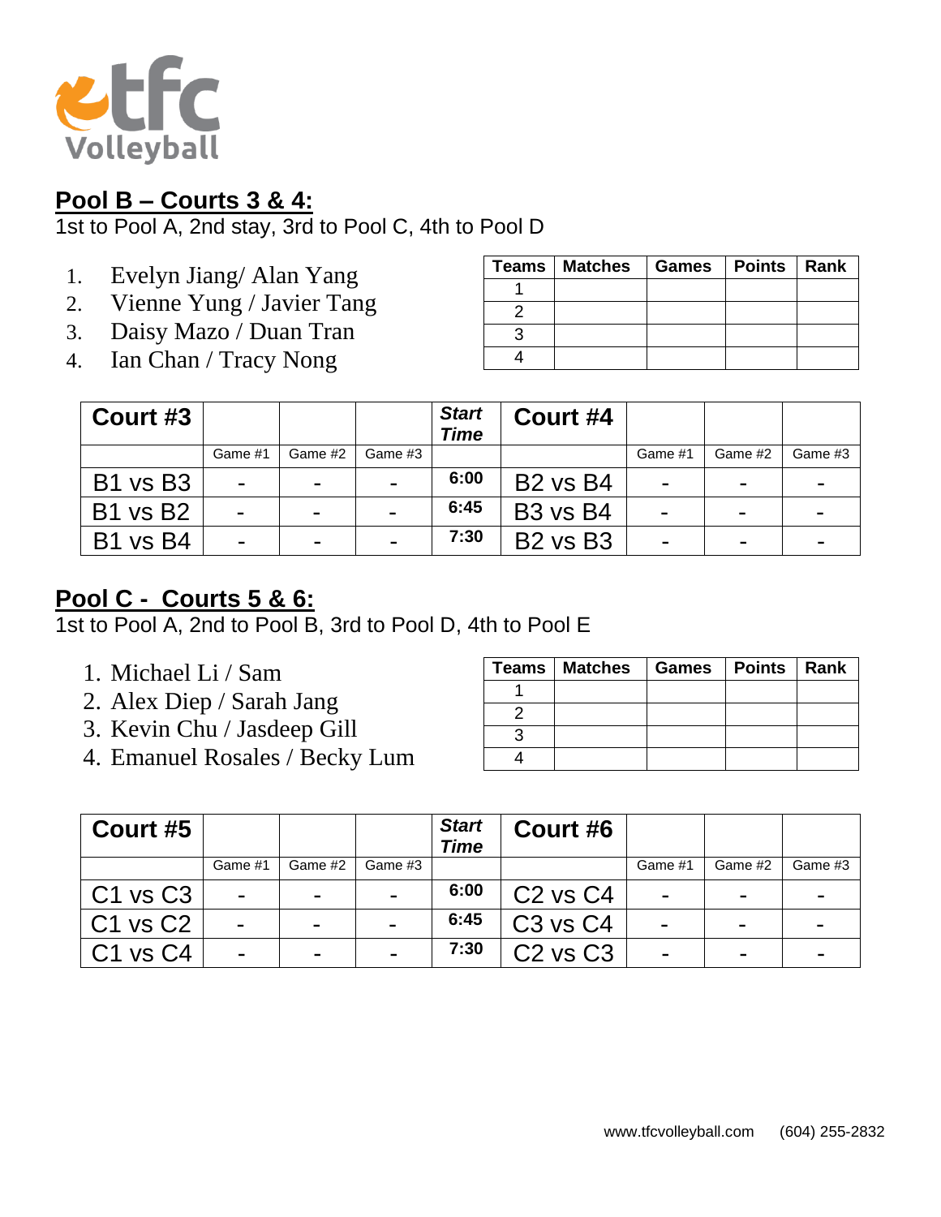tfc Volleyball

## Pool B – Courts 3 & 4:

1st to Pool A, 2nd stay, 3rd to Pool C, 4th to Pool D

1. Evelyn Jiang/ Alan Yang
2. Vienne Yung / Javier Tang
3. Daisy Mazo / Duan Tran
4. Ian Chan / Tracy Nong

| Teams | Matches | Games | Points | Rank |
|---|---|---|---|---|
| 1 | | | | |
| 2 | | | | |
| 3 | | | | |
| 4 | | | | |

| Court #3 | | | | *Start Time* | Court #4 | | | |
|---|---|---|---|---|---|---|---|---|
| | Game #1 | Game #2 | Game #3 | | | Game #1 | Game #2 | Game #3 |
| B1 vs B3 | - | - | - | 6:00 | B2 vs B4 | - | - | - |
| B1 vs B2 | - | - | - | 6:45 | B3 vs B4 | - | - | - |
| B1 vs B4 | - | - | - | 7:30 | B2 vs B3 | - | - | - |

## Pool C - Courts 5 & 6:

1st to Pool A, 2nd to Pool B, 3rd to Pool D, 4th to Pool E

1. Michael Li / Sam
2. Alex Diep / Sarah Jang
3. Kevin Chu / Jasdeep Gill
4. Emanuel Rosales / Becky Lum

| Teams | Matches | Games | Points | Rank |
|---|---|---|---|---|
| 1 | | | | |
| 2 | | | | |
| 3 | | | | |
| 4 | | | | |

| Court #5 | | | | *Start Time* | Court #6 | | | |
|---|---|---|---|---|---|---|---|---|
| | Game #1 | Game #2 | Game #3 | | | Game #1 | Game #2 | Game #3 |
| C1 vs C3 | - | - | - | 6:00 | C2 vs C4 | - | - | - |
| C1 vs C2 | - | - | - | 6:45 | C3 vs C4 | - | - | - |
| C1 vs C4 | - | - | - | 7:30 | C2 vs C3 | - | - | - |

www.tfcvolleyball.com (604) 255-2832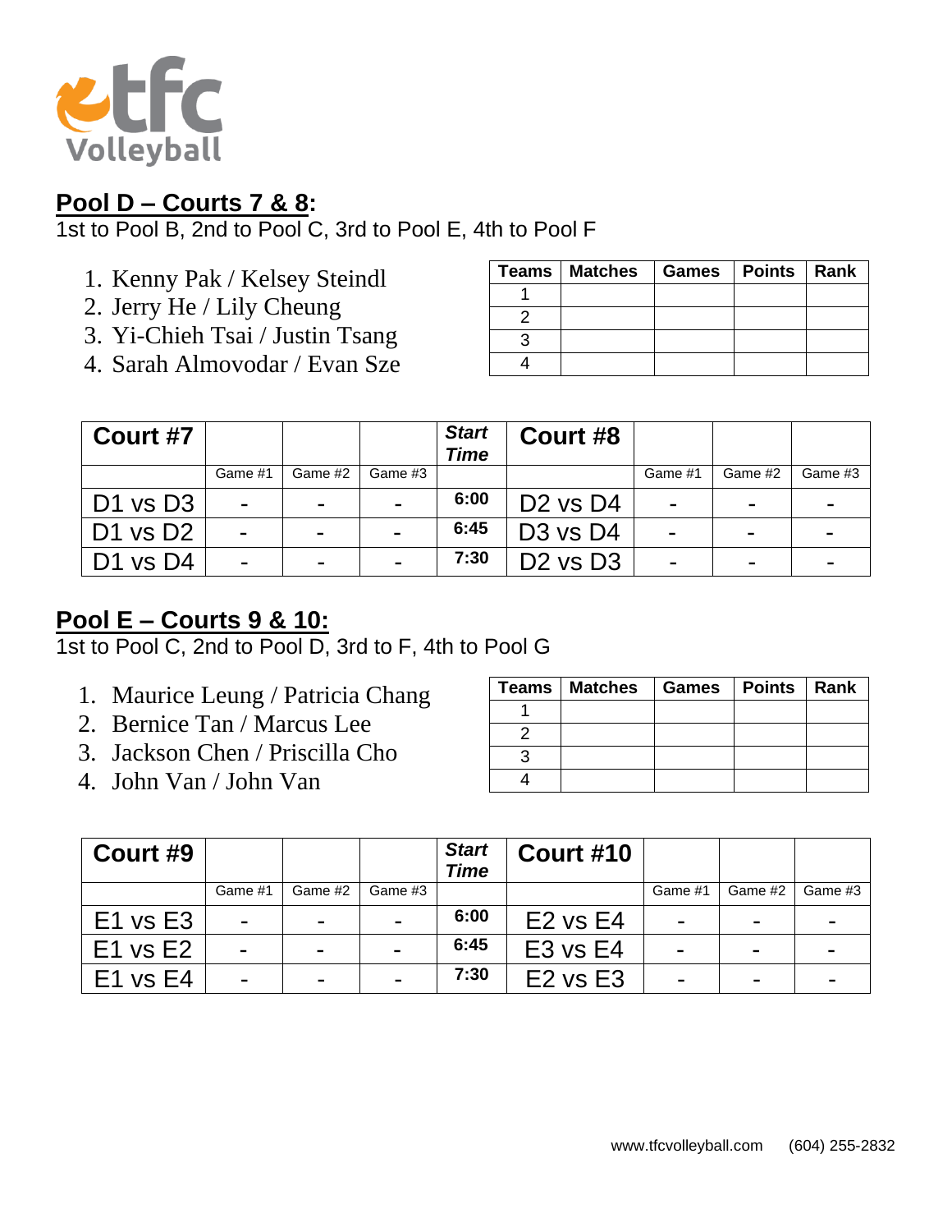tfc Volleyball

## Pool D – Courts 7 & 8:

1st to Pool B, 2nd to Pool C, 3rd to Pool E, 4th to Pool F

1. Kenny Pak / Kelsey Steindl
2. Jerry He / Lily Cheung
3. Yi-Chieh Tsai / Justin Tsang
4. Sarah Almovodar / Evan Sze

| Teams | Matches | Games | Points | Rank |
|---|---|---|---|---|
| 1 | | | | |
| 2 | | | | |
| 3 | | | | |
| 4 | | | | |

| Court #7 | | | | *Start Time* | Court #8 | | | |
|---|---|---|---|---|---|---|---|---|
| | Game #1 | Game #2 | Game #3 | | | Game #1 | Game #2 | Game #3 |
| D1 vs D3 | - | - | - | 6:00 | D2 vs D4 | - | - | - |
| D1 vs D2 | - | - | - | 6:45 | D3 vs D4 | - | - | - |
| D1 vs D4 | - | - | - | 7:30 | D2 vs D3 | - | - | - |

## Pool E – Courts 9 & 10:

1st to Pool C, 2nd to Pool D, 3rd to F, 4th to Pool G

1. Maurice Leung / Patricia Chang
2. Bernice Tan / Marcus Lee
3. Jackson Chen / Priscilla Cho
4. John Van / John Van

| Teams | Matches | Games | Points | Rank |
|---|---|---|---|---|
| 1 | | | | |
| 2 | | | | |
| 3 | | | | |
| 4 | | | | |

| Court #9 | | | | *Start Time* | Court #10 | | | |
|---|---|---|---|---|---|---|---|---|
| | Game #1 | Game #2 | Game #3 | | | Game #1 | Game #2 | Game #3 |
| E1 vs E3 | - | - | - | 6:00 | E2 vs E4 | - | - | - |
| E1 vs E2 | - | - | - | 6:45 | E3 vs E4 | - | - | - |
| E1 vs E4 | - | - | - | 7:30 | E2 vs E3 | - | - | - |

www.tfcvolleyball.com (604) 255-2832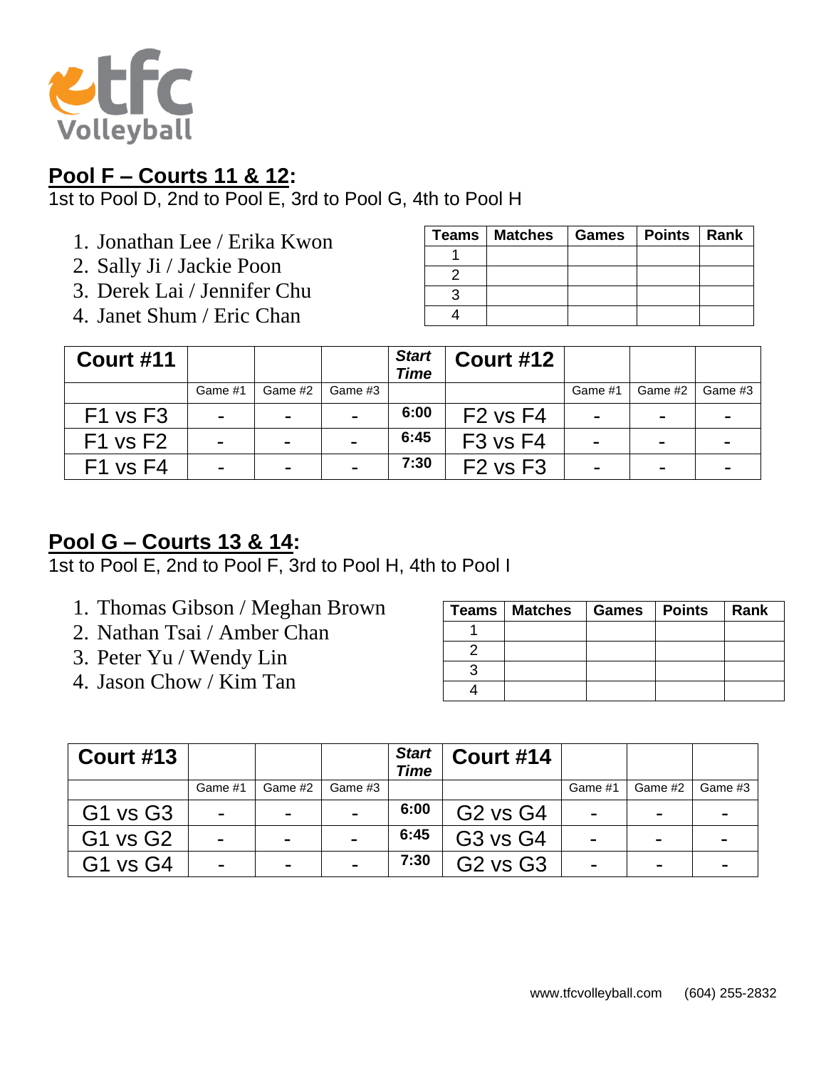tfc Volleyball

## Pool F – Courts 11 & 12:

1st to Pool D, 2nd to Pool E, 3rd to Pool G, 4th to Pool H

1. Jonathan Lee / Erika Kwon
2. Sally Ji / Jackie Poon
3. Derek Lai / Jennifer Chu
4. Janet Shum / Eric Chan

| Teams | Matches | Games | Points | Rank |
|---|---|---|---|---|
| 1 | | | | |
| 2 | | | | |
| 3 | | | | |
| 4 | | | | |

| Court #11 | | | | *Start Time* | Court #12 | | | |
|---|---|---|---|---|---|---|---|---|
| | Game #1 | Game #2 | Game #3 | | | Game #1 | Game #2 | Game #3 |
| F1 vs F3 | - | - | - | 6:00 | F2 vs F4 | - | - | - |
| F1 vs F2 | - | - | - | 6:45 | F3 vs F4 | - | - | - |
| F1 vs F4 | - | - | - | 7:30 | F2 vs F3 | - | - | - |

## Pool G – Courts 13 & 14:

1st to Pool E, 2nd to Pool F, 3rd to Pool H, 4th to Pool I

1. Thomas Gibson / Meghan Brown
2. Nathan Tsai / Amber Chan
3. Peter Yu / Wendy Lin
4. Jason Chow / Kim Tan

| Teams | Matches | Games | Points | Rank |
|---|---|---|---|---|
| 1 | | | | |
| 2 | | | | |
| 3 | | | | |
| 4 | | | | |

| Court #13 | | | | *Start Time* | Court #14 | | | |
|---|---|---|---|---|---|---|---|---|
| | Game #1 | Game #2 | Game #3 | | | Game #1 | Game #2 | Game #3 |
| G1 vs G3 | - | - | - | 6:00 | G2 vs G4 | - | - | - |
| G1 vs G2 | - | - | - | 6:45 | G3 vs G4 | - | - | - |
| G1 vs G4 | - | - | - | 7:30 | G2 vs G3 | - | - | - |

www.tfcvolleyball.com (604) 255-2832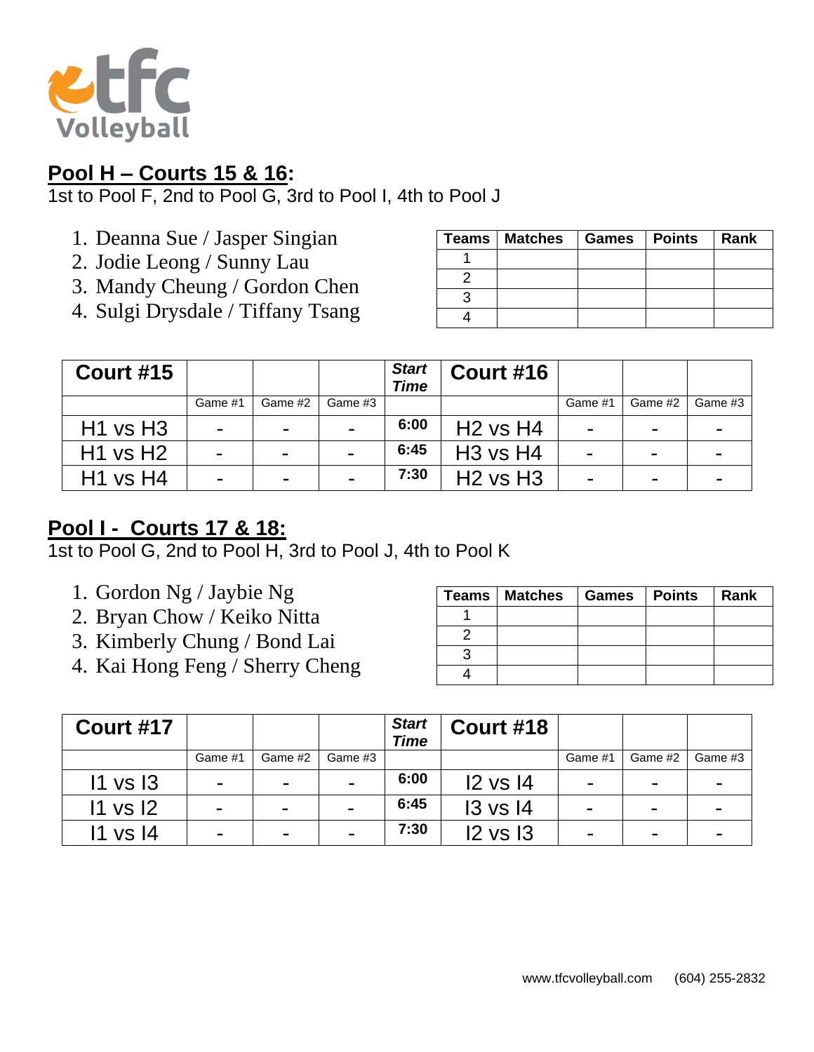## Pool H – Courts 15 & 16:

1st to Pool F, 2nd to Pool G, 3rd to Pool I, 4th to Pool J

1. Deanna Sue / Jasper Singian
2. Jodie Leong / Sunny Lau
3. Mandy Cheung / Gordon Chen
4. Sulgi Drysdale / Tiffany Tsang

| Teams | Matches | Games | Points | Rank |
|---|---|---|---|---|
| 1 | | | | |
| 2 | | | | |
| 3 | | | | |
| 4 | | | | |

| Court #15 | | | | *Start Time* | Court #16 | | | |
|---|---|---|---|---|---|---|---|---|
| | Game #1 | Game #2 | Game #3 | | | Game #1 | Game #2 | Game #3 |
| H1 vs H3 | - | - | - | 6:00 | H2 vs H4 | - | - | - |
| H1 vs H2 | - | - | - | 6:45 | H3 vs H4 | - | - | - |
| H1 vs H4 | - | - | - | 7:30 | H2 vs H3 | - | - | - |

## Pool I - Courts 17 & 18:

1st to Pool G, 2nd to Pool H, 3rd to Pool J, 4th to Pool K

1. Gordon Ng / Jaybie Ng
2. Bryan Chow / Keiko Nitta
3. Kimberly Chung / Bond Lai
4. Kai Hong Feng / Sherry Cheng

| Teams | Matches | Games | Points | Rank |
|---|---|---|---|---|
| 1 | | | | |
| 2 | | | | |
| 3 | | | | |
| 4 | | | | |

| Court #17 | | | | *Start Time* | Court #18 | | | |
|---|---|---|---|---|---|---|---|---|
| | Game #1 | Game #2 | Game #3 | | | Game #1 | Game #2 | Game #3 |
| I1 vs I3 | - | - | - | 6:00 | I2 vs I4 | - | - | - |
| I1 vs I2 | - | - | - | 6:45 | I3 vs I4 | - | - | - |
| I1 vs I4 | - | - | - | 7:30 | I2 vs I3 | - | - | - |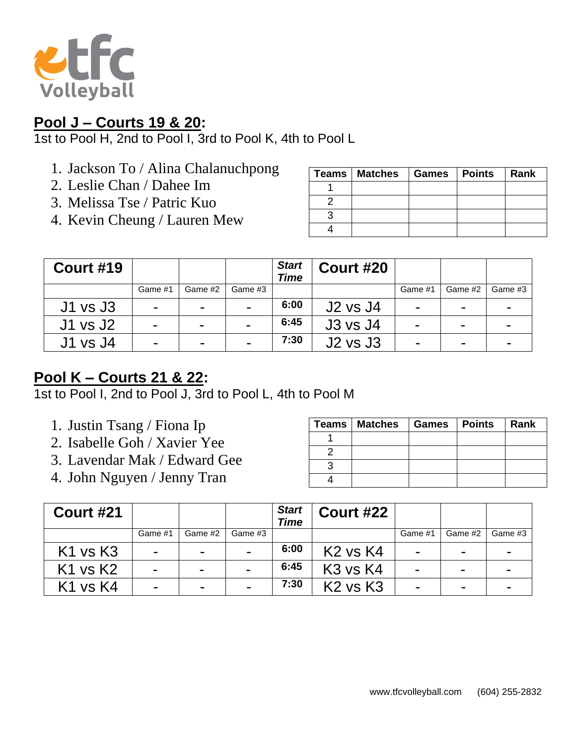tfc Volleyball

## Pool J – Courts 19 & 20:

1st to Pool H, 2nd to Pool I, 3rd to Pool K, 4th to Pool L

1. Jackson To / Alina Chalanuchpong
2. Leslie Chan / Dahee Im
3. Melissa Tse / Patric Kuo
4. Kevin Cheung / Lauren Mew

| Teams | Matches | Games | Points | Rank |
|---|---|---|---|---|
| 1 | | | | |
| 2 | | | | |
| 3 | | | | |
| 4 | | | | |

| Court #19 | | | | *Start Time* | Court #20 | | | |
|---|---|---|---|---|---|---|---|---|
| | Game #1 | Game #2 | Game #3 | | | Game #1 | Game #2 | Game #3 |
| J1 vs J3 | - | - | - | **6:00** | J2 vs J4 | - | - | - |
| J1 vs J2 | - | - | - | **6:45** | J3 vs J4 | - | - | - |
| J1 vs J4 | - | - | - | **7:30** | J2 vs J3 | - | - | - |

## Pool K – Courts 21 & 22:

1st to Pool I, 2nd to Pool J, 3rd to Pool L, 4th to Pool M

1. Justin Tsang / Fiona Ip
2. Isabelle Goh / Xavier Yee
3. Lavendar Mak / Edward Gee
4. John Nguyen / Jenny Tran

| Teams | Matches | Games | Points | Rank |
|---|---|---|---|---|
| 1 | | | | |
| 2 | | | | |
| 3 | | | | |
| 4 | | | | |

| Court #21 | | | | *Start Time* | Court #22 | | | |
|---|---|---|---|---|---|---|---|---|
| | Game #1 | Game #2 | Game #3 | | | Game #1 | Game #2 | Game #3 |
| K1 vs K3 | - | - | - | **6:00** | K2 vs K4 | - | - | - |
| K1 vs K2 | - | - | - | **6:45** | K3 vs K4 | - | - | - |
| K1 vs K4 | - | - | - | **7:30** | K2 vs K3 | - | - | - |

www.tfcvolleyball.com (604) 255-2832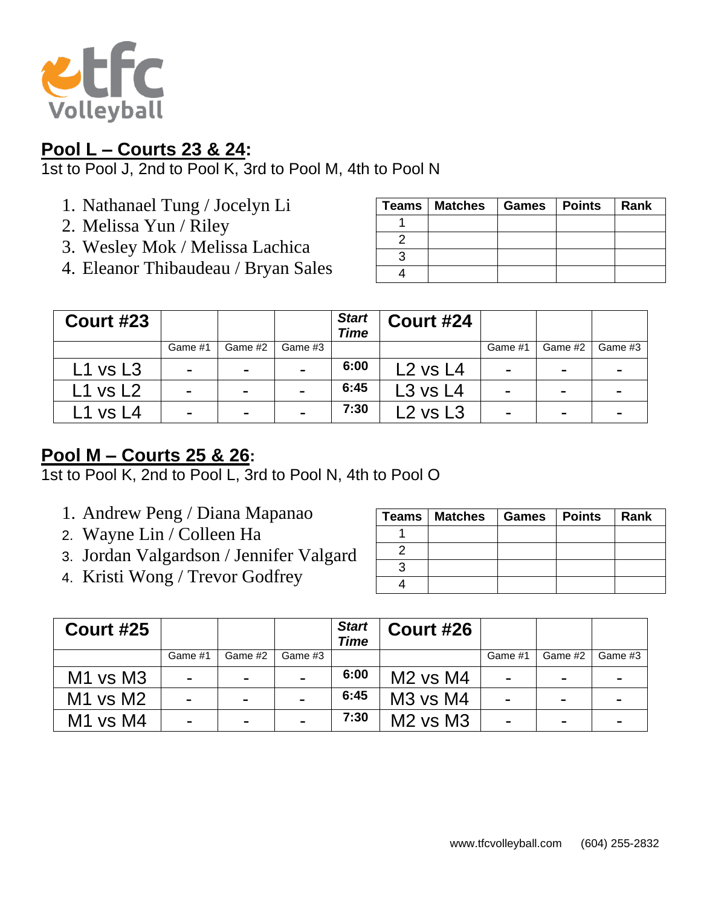tfc Volleyball

## Pool L – Courts 23 & 24:

1st to Pool J, 2nd to Pool K, 3rd to Pool M, 4th to Pool N

1. Nathanael Tung / Jocelyn Li
2. Melissa Yun / Riley
3. Wesley Mok / Melissa Lachica
4. Eleanor Thibaudeau / Bryan Sales

| Teams | Matches | Games | Points | Rank |
|---|---|---|---|---|
| 1 | | | | |
| 2 | | | | |
| 3 | | | | |
| 4 | | | | |

| Court #23 | | | | *Start Time* | Court #24 | | | |
|---|---|---|---|---|---|---|---|---|
| | Game #1 | Game #2 | Game #3 | | | Game #1 | Game #2 | Game #3 |
| L1 vs L3 | - | - | - | 6:00 | L2 vs L4 | - | - | - |
| L1 vs L2 | - | - | - | 6:45 | L3 vs L4 | - | - | - |
| L1 vs L4 | - | - | - | 7:30 | L2 vs L3 | - | - | - |

## Pool M – Courts 25 & 26:

1st to Pool K, 2nd to Pool L, 3rd to Pool N, 4th to Pool O

1. Andrew Peng / Diana Mapanao
2. Wayne Lin / Colleen Ha
3. Jordan Valgardson / Jennifer Valgard
4. Kristi Wong / Trevor Godfrey

| Teams | Matches | Games | Points | Rank |
|---|---|---|---|---|
| 1 | | | | |
| 2 | | | | |
| 3 | | | | |
| 4 | | | | |

| Court #25 | | | | *Start Time* | Court #26 | | | |
|---|---|---|---|---|---|---|---|---|
| | Game #1 | Game #2 | Game #3 | | | Game #1 | Game #2 | Game #3 |
| M1 vs M3 | - | - | - | 6:00 | M2 vs M4 | - | - | - |
| M1 vs M2 | - | - | - | 6:45 | M3 vs M4 | - | - | - |
| M1 vs M4 | - | - | - | 7:30 | M2 vs M3 | - | - | - |

www.tfcvolleyball.com (604) 255-2832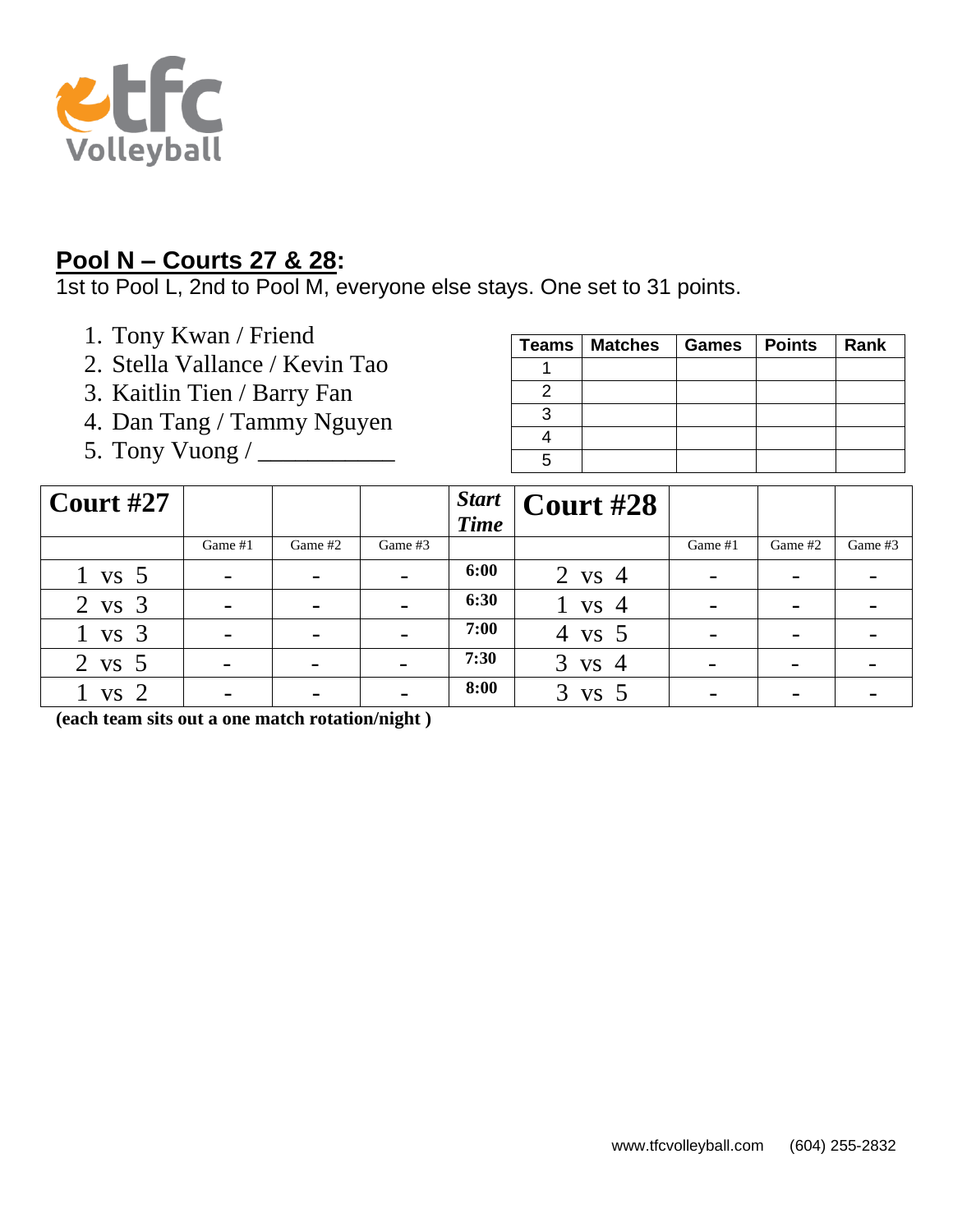## Pool N – Courts 27 & 28:

1st to Pool L, 2nd to Pool M, everyone else stays. One set to 31 points.

1. Tony Kwan / Friend
2. Stella Vallance / Kevin Tao
3. Kaitlin Tien / Barry Fan
4. Dan Tang / Tammy Nguyen
5. Tony Vuong / ___________

| Teams | Matches | Games | Points | Rank |
|---|---|---|---|---|
| 1 | | | | |
| 2 | | | | |
| 3 | | | | |
| 4 | | | | |
| 5 | | | | |

| Court #27 | | | | *Start Time* | Court #28 | | | |
|---|---|---|---|---|---|---|---|---|
| | Game #1 | Game #2 | Game #3 | | | Game #1 | Game #2 | Game #3 |
| 1 vs 5 | - | - | - | 6:00 | 2 vs 4 | - | - | - |
| 2 vs 3 | - | - | - | 6:30 | 1 vs 4 | - | - | - |
| 1 vs 3 | - | - | - | 7:00 | 4 vs 5 | - | - | - |
| 2 vs 5 | - | - | - | 7:30 | 3 vs 4 | - | - | - |
| 1 vs 2 | - | - | - | 8:00 | 3 vs 5 | - | - | - |

**(each team sits out a one match rotation/night )**

www.tfcvolleyball.com (604) 255-2832